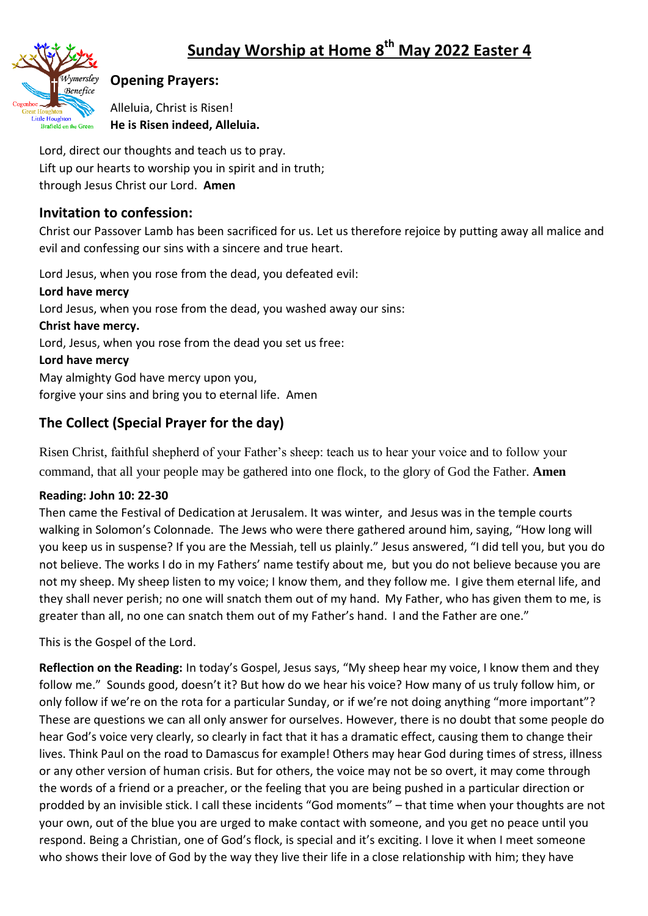# Sunday Worship at Home 8th May 2022 Easter 4

## Opening Prayers:

Alleluia, Christ is Risen!
**He is Risen indeed, Alleluia.**

Lord, direct our thoughts and teach us to pray.
Lift up our hearts to worship you in spirit and in truth;
through Jesus Christ our Lord. **Amen**

## Invitation to confession:

Christ our Passover Lamb has been sacrificed for us. Let us therefore rejoice by putting away all malice and evil and confessing our sins with a sincere and true heart.

Lord Jesus, when you rose from the dead, you defeated evil:
**Lord have mercy**
Lord Jesus, when you rose from the dead, you washed away our sins:
**Christ have mercy.**
Lord, Jesus, when you rose from the dead you set us free:
**Lord have mercy**
May almighty God have mercy upon you,
forgive your sins and bring you to eternal life. Amen

## The Collect (Special Prayer for the day)

Risen Christ, faithful shepherd of your Father's sheep: teach us to hear your voice and to follow your command, that all your people may be gathered into one flock, to the glory of God the Father. **Amen**

**Reading: John 10: 22-30**

Then came the Festival of Dedication at Jerusalem. It was winter, and Jesus was in the temple courts walking in Solomon's Colonnade. The Jews who were there gathered around him, saying, "How long will you keep us in suspense? If you are the Messiah, tell us plainly." Jesus answered, "I did tell you, but you do not believe. The works I do in my Fathers' name testify about me, but you do not believe because you are not my sheep. My sheep listen to my voice; I know them, and they follow me. I give them eternal life, and they shall never perish; no one will snatch them out of my hand. My Father, who has given them to me, is greater than all, no one can snatch them out of my Father's hand. I and the Father are one."

This is the Gospel of the Lord.

**Reflection on the Reading:** In today's Gospel, Jesus says, "My sheep hear my voice, I know them and they follow me." Sounds good, doesn't it? But how do we hear his voice? How many of us truly follow him, or only follow if we're on the rota for a particular Sunday, or if we're not doing anything "more important"? These are questions we can all only answer for ourselves. However, there is no doubt that some people do hear God's voice very clearly, so clearly in fact that it has a dramatic effect, causing them to change their lives. Think Paul on the road to Damascus for example! Others may hear God during times of stress, illness or any other version of human crisis. But for others, the voice may not be so overt, it may come through the words of a friend or a preacher, or the feeling that you are being pushed in a particular direction or prodded by an invisible stick. I call these incidents "God moments" – that time when your thoughts are not your own, out of the blue you are urged to make contact with someone, and you get no peace until you respond. Being a Christian, one of God's flock, is special and it's exciting. I love it when I meet someone who shows their love of God by the way they live their life in a close relationship with him; they have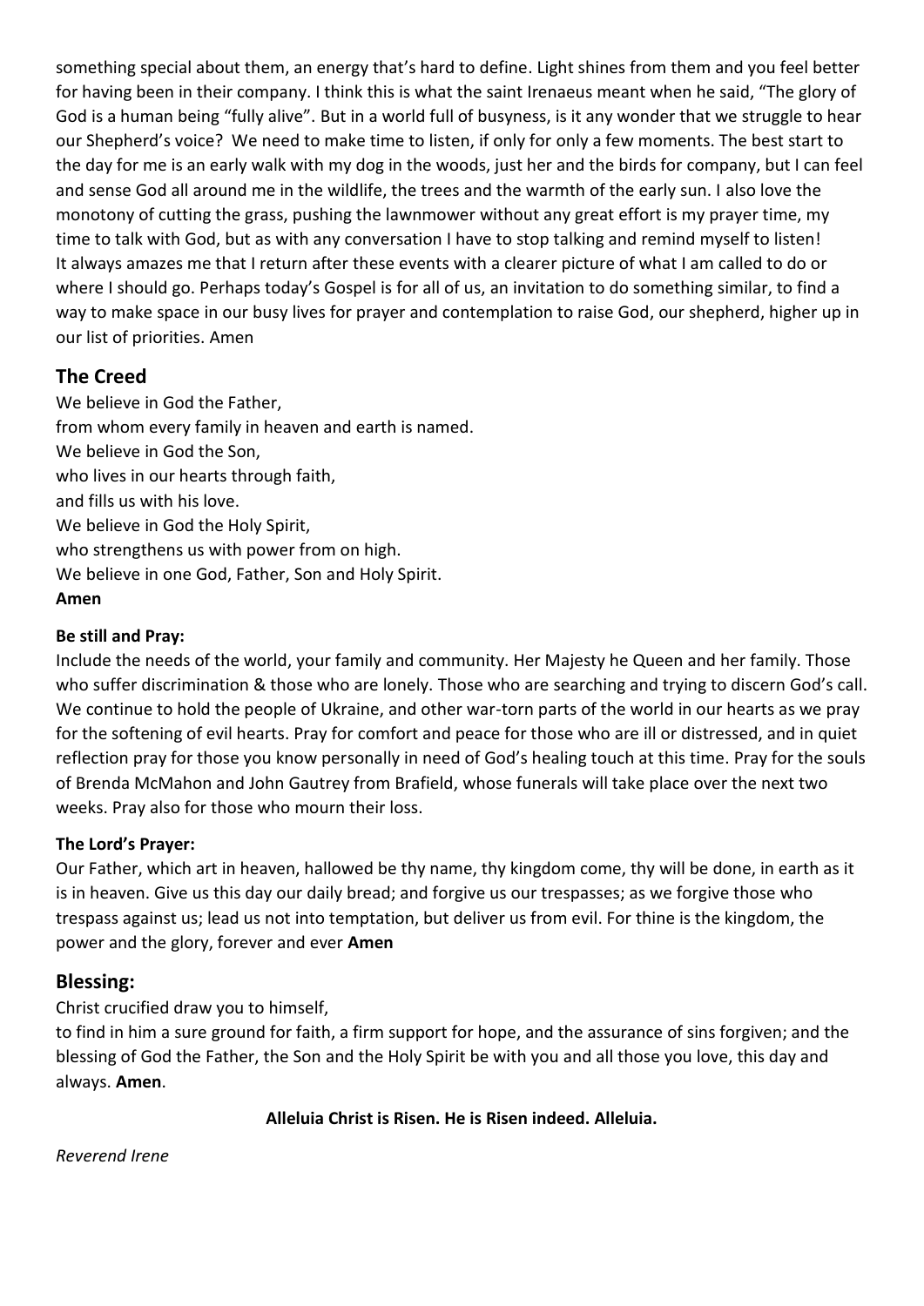something special about them, an energy that's hard to define. Light shines from them and you feel better for having been in their company. I think this is what the saint Irenaeus meant when he said, "The glory of God is a human being "fully alive". But in a world full of busyness, is it any wonder that we struggle to hear our Shepherd's voice? We need to make time to listen, if only for only a few moments. The best start to the day for me is an early walk with my dog in the woods, just her and the birds for company, but I can feel and sense God all around me in the wildlife, the trees and the warmth of the early sun. I also love the monotony of cutting the grass, pushing the lawnmower without any great effort is my prayer time, my time to talk with God, but as with any conversation I have to stop talking and remind myself to listen! It always amazes me that I return after these events with a clearer picture of what I am called to do or where I should go. Perhaps today's Gospel is for all of us, an invitation to do something similar, to find a way to make space in our busy lives for prayer and contemplation to raise God, our shepherd, higher up in our list of priorities. Amen

## The Creed

We believe in God the Father,
from whom every family in heaven and earth is named.
We believe in God the Son,
who lives in our hearts through faith,
and fills us with his love.
We believe in God the Holy Spirit,
who strengthens us with power from on high.
We believe in one God, Father, Son and Holy Spirit.
**Amen**

**Be still and Pray:**

Include the needs of the world, your family and community. Her Majesty he Queen and her family. Those who suffer discrimination & those who are lonely. Those who are searching and trying to discern God's call. We continue to hold the people of Ukraine, and other war-torn parts of the world in our hearts as we pray for the softening of evil hearts. Pray for comfort and peace for those who are ill or distressed, and in quiet reflection pray for those you know personally in need of God's healing touch at this time. Pray for the souls of Brenda McMahon and John Gautrey from Brafield, whose funerals will take place over the next two weeks. Pray also for those who mourn their loss.

**The Lord's Prayer:**

Our Father, which art in heaven, hallowed be thy name, thy kingdom come, thy will be done, in earth as it is in heaven. Give us this day our daily bread; and forgive us our trespasses; as we forgive those who trespass against us; lead us not into temptation, but deliver us from evil. For thine is the kingdom, the power and the glory, forever and ever **Amen**

## Blessing:

Christ crucified draw you to himself,
to find in him a sure ground for faith, a firm support for hope, and the assurance of sins forgiven; and the blessing of God the Father, the Son and the Holy Spirit be with you and all those you love, this day and always. **Amen**.

**Alleluia Christ is Risen. He is Risen indeed. Alleluia.**

*Reverend Irene*